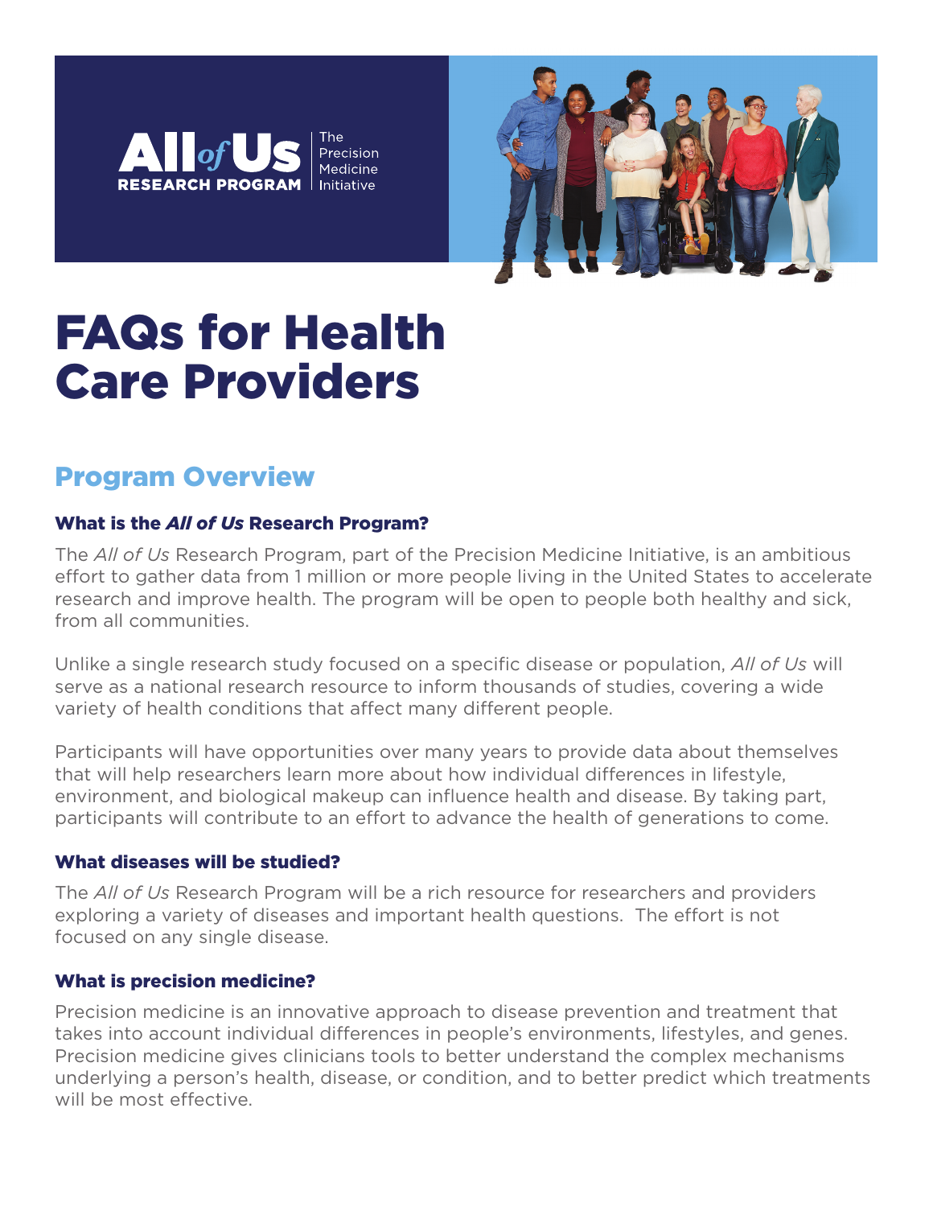All of Us RESEARCH PROGRAM | The Precision Medicine Initiative

# FAQs for Health Care Providers

## Program Overview

### What is the *All of Us* Research Program?

The *All of Us* Research Program, part of the Precision Medicine Initiative, is an ambitious effort to gather data from 1 million or more people living in the United States to accelerate research and improve health. The program will be open to people both healthy and sick, from all communities.

Unlike a single research study focused on a specific disease or population, *All of Us* will serve as a national research resource to inform thousands of studies, covering a wide variety of health conditions that affect many different people.

Participants will have opportunities over many years to provide data about themselves that will help researchers learn more about how individual differences in lifestyle, environment, and biological makeup can influence health and disease. By taking part, participants will contribute to an effort to advance the health of generations to come.

### What diseases will be studied?

The *All of Us* Research Program will be a rich resource for researchers and providers exploring a variety of diseases and important health questions. The effort is not focused on any single disease.

### What is precision medicine?

Precision medicine is an innovative approach to disease prevention and treatment that takes into account individual differences in people's environments, lifestyles, and genes. Precision medicine gives clinicians tools to better understand the complex mechanisms underlying a person's health, disease, or condition, and to better predict which treatments will be most effective.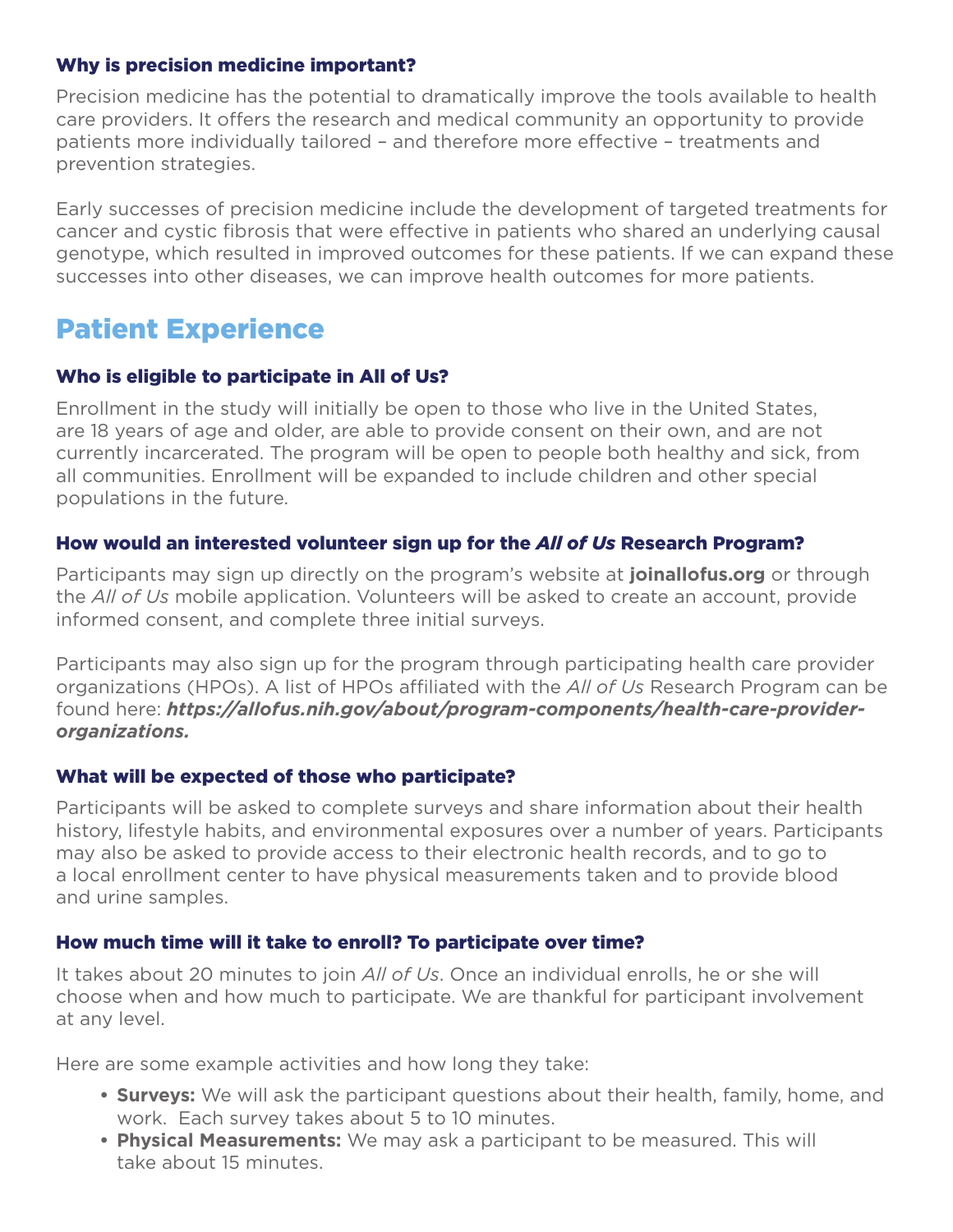### Why is precision medicine important?

Precision medicine has the potential to dramatically improve the tools available to health care providers. It offers the research and medical community an opportunity to provide patients more individually tailored – and therefore more effective – treatments and prevention strategies.

Early successes of precision medicine include the development of targeted treatments for cancer and cystic fibrosis that were effective in patients who shared an underlying causal genotype, which resulted in improved outcomes for these patients. If we can expand these successes into other diseases, we can improve health outcomes for more patients.

## Patient Experience

### Who is eligible to participate in All of Us?

Enrollment in the study will initially be open to those who live in the United States, are 18 years of age and older, are able to provide consent on their own, and are not currently incarcerated. The program will be open to people both healthy and sick, from all communities. Enrollment will be expanded to include children and other special populations in the future.

### How would an interested volunteer sign up for the *All of Us* Research Program?

Participants may sign up directly on the program's website at **joinallofus.org** or through the *All of Us* mobile application. Volunteers will be asked to create an account, provide informed consent, and complete three initial surveys.

Participants may also sign up for the program through participating health care provider organizations (HPOs). A list of HPOs affiliated with the *All of Us* Research Program can be found here: ***https://allofus.nih.gov/about/program-components/health-care-provider-organizations.***

### What will be expected of those who participate?

Participants will be asked to complete surveys and share information about their health history, lifestyle habits, and environmental exposures over a number of years. Participants may also be asked to provide access to their electronic health records, and to go to a local enrollment center to have physical measurements taken and to provide blood and urine samples.

### How much time will it take to enroll? To participate over time?

It takes about 20 minutes to join *All of Us*. Once an individual enrolls, he or she will choose when and how much to participate. We are thankful for participant involvement at any level.

Here are some example activities and how long they take:

- **Surveys:** We will ask the participant questions about their health, family, home, and work. Each survey takes about 5 to 10 minutes.
- **Physical Measurements:** We may ask a participant to be measured. This will take about 15 minutes.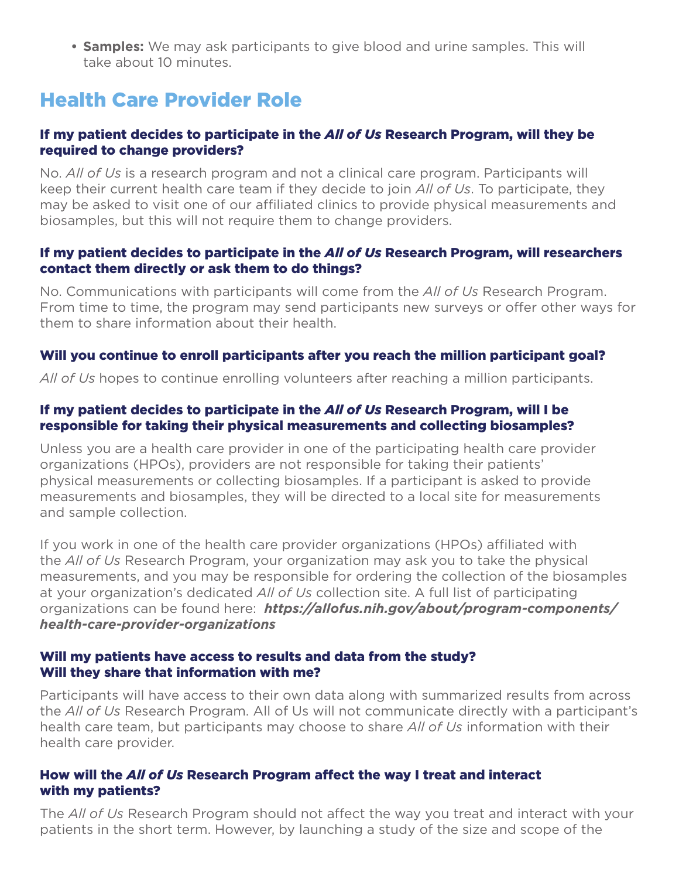- **Samples:** We may ask participants to give blood and urine samples. This will take about 10 minutes.

## Health Care Provider Role

### If my patient decides to participate in the *All of Us* Research Program, will they be required to change providers?

No. *All of Us* is a research program and not a clinical care program. Participants will keep their current health care team if they decide to join *All of Us*. To participate, they may be asked to visit one of our affiliated clinics to provide physical measurements and biosamples, but this will not require them to change providers.

### If my patient decides to participate in the *All of Us* Research Program, will researchers contact them directly or ask them to do things?

No. Communications with participants will come from the *All of Us* Research Program. From time to time, the program may send participants new surveys or offer other ways for them to share information about their health.

### Will you continue to enroll participants after you reach the million participant goal?

*All of Us* hopes to continue enrolling volunteers after reaching a million participants.

### If my patient decides to participate in the *All of Us* Research Program, will I be responsible for taking their physical measurements and collecting biosamples?

Unless you are a health care provider in one of the participating health care provider organizations (HPOs), providers are not responsible for taking their patients' physical measurements or collecting biosamples. If a participant is asked to provide measurements and biosamples, they will be directed to a local site for measurements and sample collection.

If you work in one of the health care provider organizations (HPOs) affiliated with the *All of Us* Research Program, your organization may ask you to take the physical measurements, and you may be responsible for ordering the collection of the biosamples at your organization's dedicated *All of Us* collection site. A full list of participating organizations can be found here: ***https://allofus.nih.gov/about/program-components/health-care-provider-organizations***

### Will my patients have access to results and data from the study? Will they share that information with me?

Participants will have access to their own data along with summarized results from across the *All of Us* Research Program. All of Us will not communicate directly with a participant's health care team, but participants may choose to share *All of Us* information with their health care provider.

### How will the *All of Us* Research Program affect the way I treat and interact with my patients?

The *All of Us* Research Program should not affect the way you treat and interact with your patients in the short term. However, by launching a study of the size and scope of the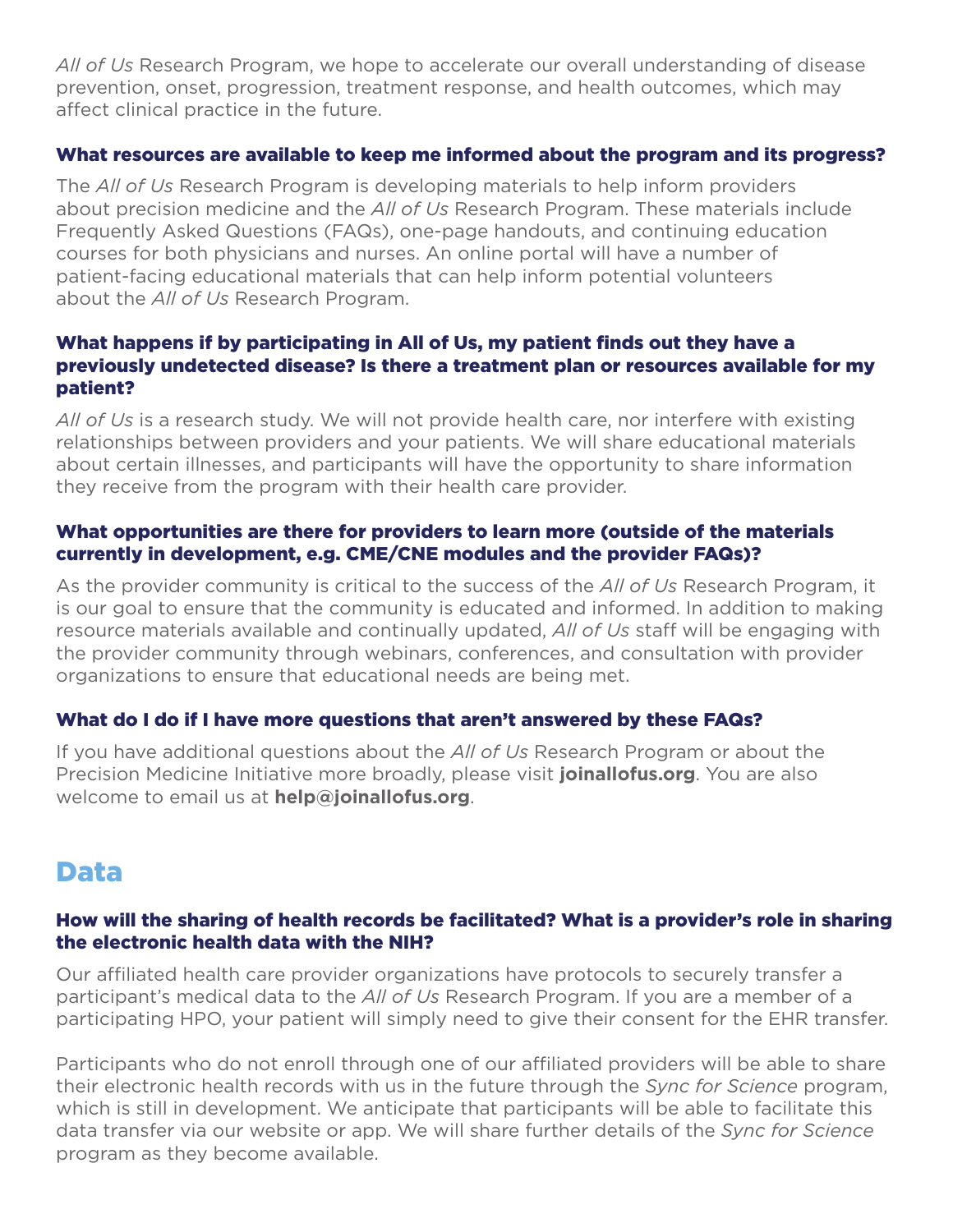*All of Us* Research Program, we hope to accelerate our overall understanding of disease prevention, onset, progression, treatment response, and health outcomes, which may affect clinical practice in the future.

### What resources are available to keep me informed about the program and its progress?

The *All of Us* Research Program is developing materials to help inform providers about precision medicine and the *All of Us* Research Program. These materials include Frequently Asked Questions (FAQs), one-page handouts, and continuing education courses for both physicians and nurses. An online portal will have a number of patient-facing educational materials that can help inform potential volunteers about the *All of Us* Research Program.

### What happens if by participating in All of Us, my patient finds out they have a previously undetected disease? Is there a treatment plan or resources available for my patient?

*All of Us* is a research study. We will not provide health care, nor interfere with existing relationships between providers and your patients. We will share educational materials about certain illnesses, and participants will have the opportunity to share information they receive from the program with their health care provider.

### What opportunities are there for providers to learn more (outside of the materials currently in development, e.g. CME/CNE modules and the provider FAQs)?

As the provider community is critical to the success of the *All of Us* Research Program, it is our goal to ensure that the community is educated and informed. In addition to making resource materials available and continually updated, *All of Us* staff will be engaging with the provider community through webinars, conferences, and consultation with provider organizations to ensure that educational needs are being met.

### What do I do if I have more questions that aren't answered by these FAQs?

If you have additional questions about the *All of Us* Research Program or about the Precision Medicine Initiative more broadly, please visit **joinallofus.org**. You are also welcome to email us at **help@joinallofus.org**.

## Data

### How will the sharing of health records be facilitated? What is a provider's role in sharing the electronic health data with the NIH?

Our affiliated health care provider organizations have protocols to securely transfer a participant's medical data to the *All of Us* Research Program. If you are a member of a participating HPO, your patient will simply need to give their consent for the EHR transfer.

Participants who do not enroll through one of our affiliated providers will be able to share their electronic health records with us in the future through the *Sync for Science* program, which is still in development. We anticipate that participants will be able to facilitate this data transfer via our website or app. We will share further details of the *Sync for Science* program as they become available.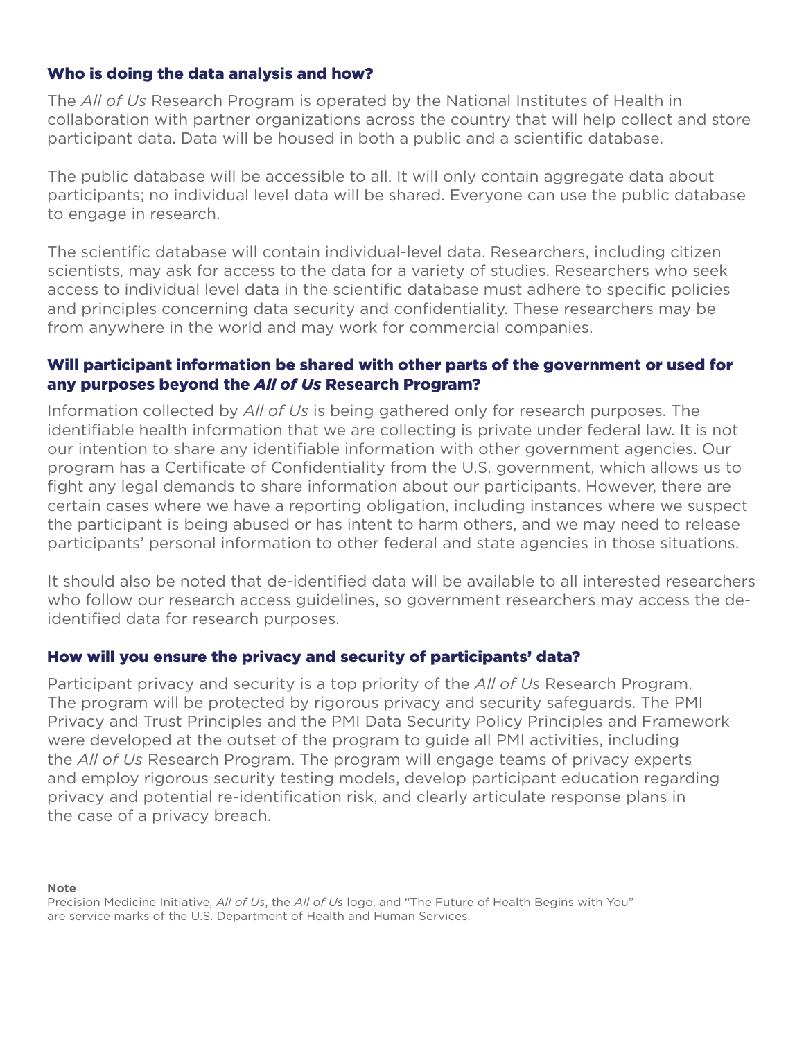## Who is doing the data analysis and how?

The *All of Us* Research Program is operated by the National Institutes of Health in collaboration with partner organizations across the country that will help collect and store participant data. Data will be housed in both a public and a scientific database.

The public database will be accessible to all. It will only contain aggregate data about participants; no individual level data will be shared. Everyone can use the public database to engage in research.

The scientific database will contain individual-level data. Researchers, including citizen scientists, may ask for access to the data for a variety of studies. Researchers who seek access to individual level data in the scientific database must adhere to specific policies and principles concerning data security and confidentiality. These researchers may be from anywhere in the world and may work for commercial companies.

## Will participant information be shared with other parts of the government or used for any purposes beyond the *All of Us* Research Program?

Information collected by *All of Us* is being gathered only for research purposes. The identifiable health information that we are collecting is private under federal law. It is not our intention to share any identifiable information with other government agencies. Our program has a Certificate of Confidentiality from the U.S. government, which allows us to fight any legal demands to share information about our participants. However, there are certain cases where we have a reporting obligation, including instances where we suspect the participant is being abused or has intent to harm others, and we may need to release participants' personal information to other federal and state agencies in those situations.

It should also be noted that de-identified data will be available to all interested researchers who follow our research access guidelines, so government researchers may access the de-identified data for research purposes.

## How will you ensure the privacy and security of participants' data?

Participant privacy and security is a top priority of the *All of Us* Research Program. The program will be protected by rigorous privacy and security safeguards. The PMI Privacy and Trust Principles and the PMI Data Security Policy Principles and Framework were developed at the outset of the program to guide all PMI activities, including the *All of Us* Research Program. The program will engage teams of privacy experts and employ rigorous security testing models, develop participant education regarding privacy and potential re-identification risk, and clearly articulate response plans in the case of a privacy breach.

**Note**

Precision Medicine Initiative, *All of Us*, the *All of Us* logo, and "The Future of Health Begins with You" are service marks of the U.S. Department of Health and Human Services.